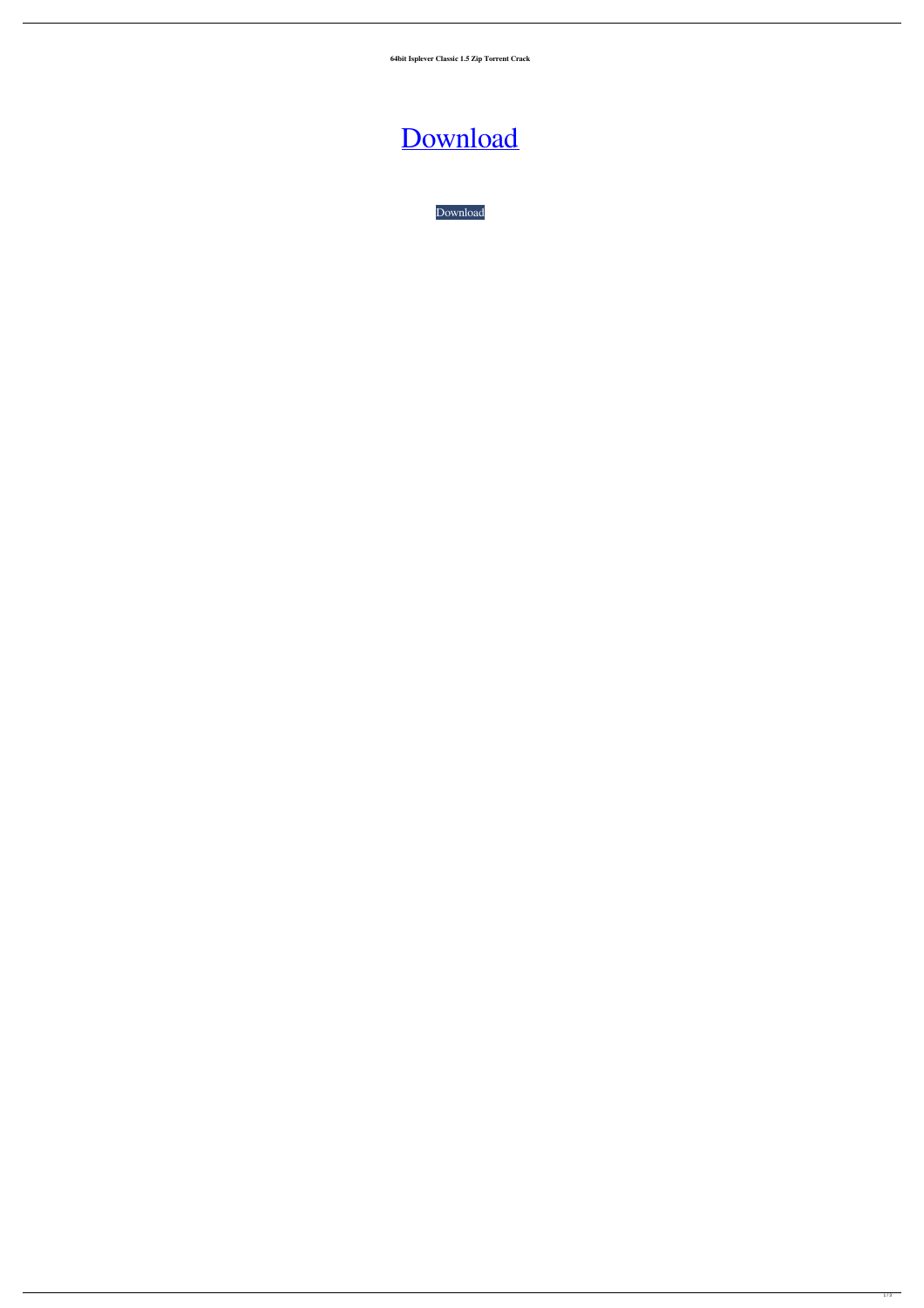**64bit Isplever Classic 1.5 Zip Torrent Crack**

# [Download](#)

[Download](#)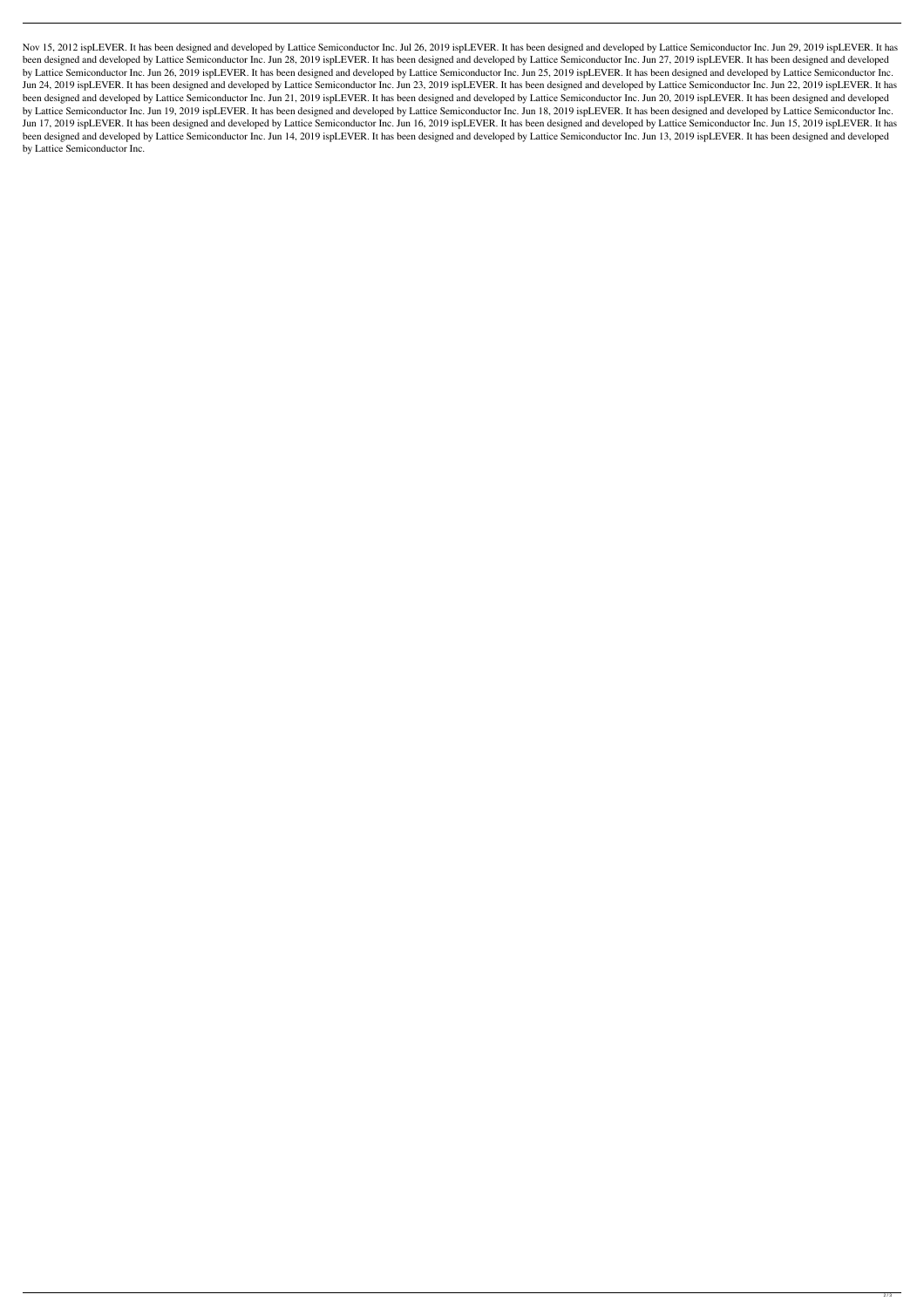Nov 15, 2012 ispLEVER. It has been designed and developed by Lattice Semiconductor Inc. Jul 26, 2019 ispLEVER. It has been designed and developed by Lattice Semiconductor Inc. Jun 29, 2019 ispLEVER. It has been designed and developed by Lattice Semiconductor Inc. Jun 28, 2019 ispLEVER. It has been designed and developed by Lattice Semiconductor Inc. Jun 27, 2019 ispLEVER. It has been designed and developed by Lattice Semiconductor Inc. Jun 26, 2019 ispLEVER. It has been designed and developed by Lattice Semiconductor Inc. Jun 25, 2019 ispLEVER. It has been designed and developed by Lattice Semiconductor Inc. Jun 24, 2019 ispLEVER. It has been designed and developed by Lattice Semiconductor Inc. Jun 23, 2019 ispLEVER. It has been designed and developed by Lattice Semiconductor Inc. Jun 22, 2019 ispLEVER. It has been designed and developed by Lattice Semiconductor Inc. Jun 21, 2019 ispLEVER. It has been designed and developed by Lattice Semiconductor Inc. Jun 20, 2019 ispLEVER. It has been designed and developed by Lattice Semiconductor Inc. Jun 19, 2019 ispLEVER. It has been designed and developed by Lattice Semiconductor Inc. Jun 18, 2019 ispLEVER. It has been designed and developed by Lattice Semiconductor Inc. Jun 17, 2019 ispLEVER. It has been designed and developed by Lattice Semiconductor Inc. Jun 16, 2019 ispLEVER. It has been designed and developed by Lattice Semiconductor Inc. Jun 15, 2019 ispLEVER. It has been designed and developed by Lattice Semiconductor Inc. Jun 14, 2019 ispLEVER. It has been designed and developed by Lattice Semiconductor Inc. Jun 13, 2019 ispLEVER. It has been designed and developed by Lattice Semiconductor Inc.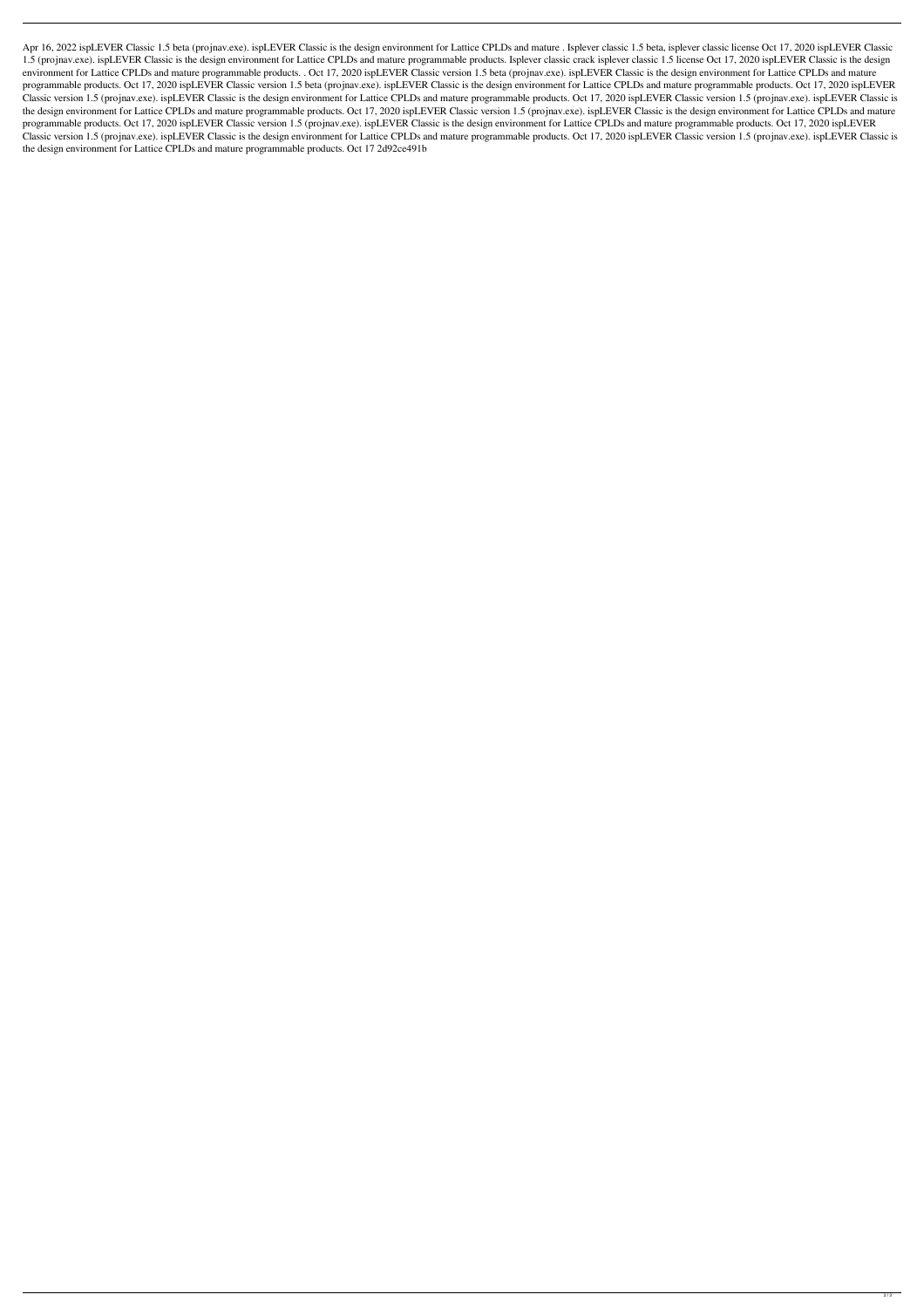Apr 16, 2022 ispLEVER Classic 1.5 beta (projnav.exe). ispLEVER Classic is the design environment for Lattice CPLDs and mature . Isplever classic 1.5 beta, isplever classic license Oct 17, 2020 ispLEVER Classic 1.5 (projnav.exe). ispLEVER Classic is the design environment for Lattice CPLDs and mature programmable products. Isplever classic crack isplever classic 1.5 license Oct 17, 2020 ispLEVER Classic is the design environment for Lattice CPLDs and mature programmable products. . Oct 17, 2020 ispLEVER Classic version 1.5 beta (projnav.exe). ispLEVER Classic is the design environment for Lattice CPLDs and mature programmable products. Oct 17, 2020 ispLEVER Classic version 1.5 beta (projnav.exe). ispLEVER Classic is the design environment for Lattice CPLDs and mature programmable products. Oct 17, 2020 ispLEVER Classic version 1.5 (projnav.exe). ispLEVER Classic is the design environment for Lattice CPLDs and mature programmable products. Oct 17, 2020 ispLEVER Classic version 1.5 (projnav.exe). ispLEVER Classic is the design environment for Lattice CPLDs and mature programmable products. Oct 17, 2020 ispLEVER Classic version 1.5 (projnav.exe). ispLEVER Classic is the design environment for Lattice CPLDs and mature programmable products. Oct 17, 2020 ispLEVER Classic version 1.5 (projnav.exe). ispLEVER Classic is the design environment for Lattice CPLDs and mature programmable products. Oct 17, 2020 ispLEVER Classic version 1.5 (projnav.exe). ispLEVER Classic is the design environment for Lattice CPLDs and mature programmable products. Oct 17, 2020 ispLEVER Classic version 1.5 (projnav.exe). ispLEVER Classic is the design environment for Lattice CPLDs and mature programmable products. Oct 17 2d92ce491b